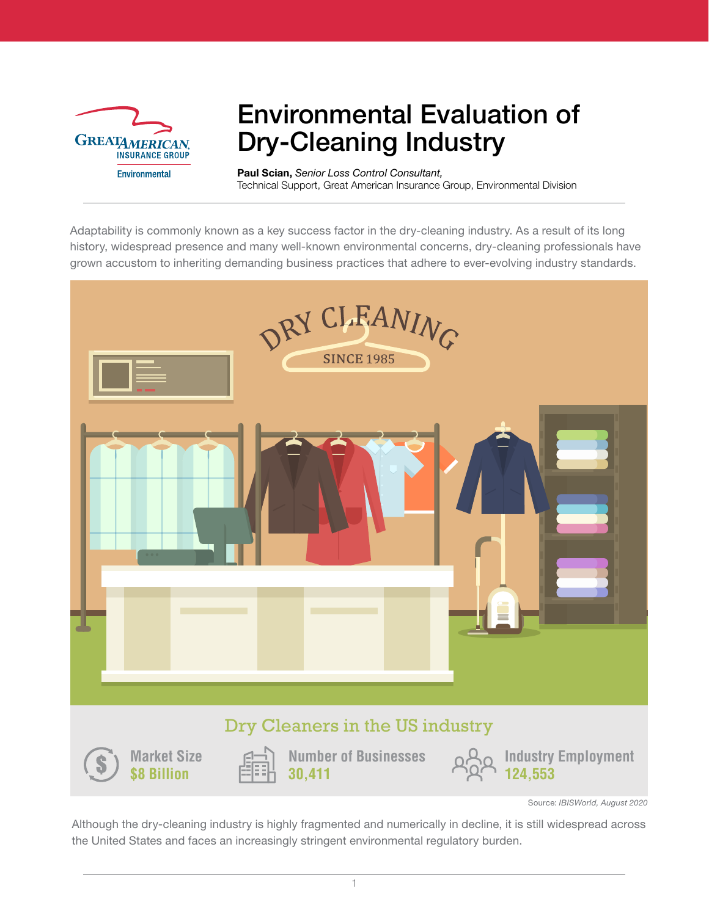Great American Insurance Group Environmental

# Environmental Evaluation of Dry-Cleaning Industry

**Paul Scian,** *Senior Loss Control Consultant,*
Technical Support, Great American Insurance Group, Environmental Division

Adaptability is commonly known as a key success factor in the dry-cleaning industry. As a result of its long history, widespread presence and many well-known environmental concerns, dry-cleaning professionals have grown accustom to inheriting demanding business practices that adhere to ever-evolving industry standards.

## Dry Cleaners in the US industry

| Market Size | Number of Businesses | Industry Employment |
|---|---|---|
| $8 Billion | 30,411 | 124,553 |

Source: *IBISWorld, August 2020*

Although the dry-cleaning industry is highly fragmented and numerically in decline, it is still widespread across the United States and faces an increasingly stringent environmental regulatory burden.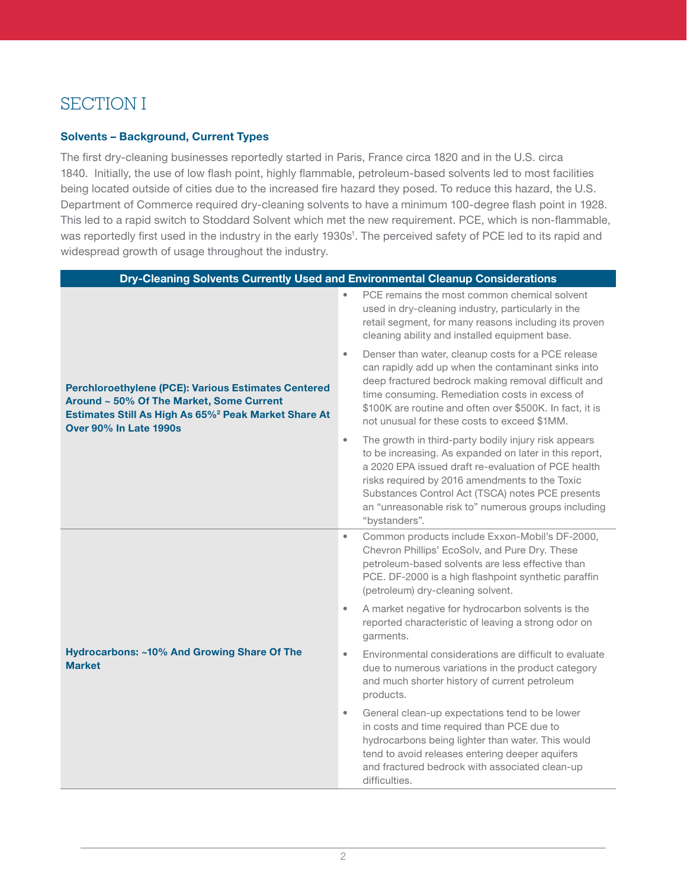# SECTION I

## Solvents – Background, Current Types

The first dry-cleaning businesses reportedly started in Paris, France circa 1820 and in the U.S. circa 1840. Initially, the use of low flash point, highly flammable, petroleum-based solvents led to most facilities being located outside of cities due to the increased fire hazard they posed. To reduce this hazard, the U.S. Department of Commerce required dry-cleaning solvents to have a minimum 100-degree flash point in 1928. This led to a rapid switch to Stoddard Solvent which met the new requirement. PCE, which is non-flammable, was reportedly first used in the industry in the early 1930s[1]. The perceived safety of PCE led to its rapid and widespread growth of usage throughout the industry.

| Dry-Cleaning Solvents Currently Used and Environmental Cleanup Considerations | |
|---|---|
| **Perchloroethylene (PCE): Various Estimates Centered Around ~ 50% Of The Market, Some Current Estimates Still As High As 65%[2] Peak Market Share At Over 90% In Late 1990s** | • PCE remains the most common chemical solvent used in dry-cleaning industry, particularly in the retail segment, for many reasons including its proven cleaning ability and installed equipment base.<br>• Denser than water, cleanup costs for a PCE release can rapidly add up when the contaminant sinks into deep fractured bedrock making removal difficult and time consuming. Remediation costs in excess of $100K are routine and often over $500K. In fact, it is not unusual for these costs to exceed $1MM.<br>• The growth in third-party bodily injury risk appears to be increasing. As expanded on later in this report, a 2020 EPA issued draft re-evaluation of PCE health risks required by 2016 amendments to the Toxic Substances Control Act (TSCA) notes PCE presents an "unreasonable risk to" numerous groups including "bystanders". |
| **Hydrocarbons: ~10% And Growing Share Of The Market** | • Common products include Exxon-Mobil's DF-2000, Chevron Phillips' EcoSolv, and Pure Dry. These petroleum-based solvents are less effective than PCE. DF-2000 is a high flashpoint synthetic paraffin (petroleum) dry-cleaning solvent.<br>• A market negative for hydrocarbon solvents is the reported characteristic of leaving a strong odor on garments.<br>• Environmental considerations are difficult to evaluate due to numerous variations in the product category and much shorter history of current petroleum products.<br>• General clean-up expectations tend to be lower in costs and time required than PCE due to hydrocarbons being lighter than water. This would tend to avoid releases entering deeper aquifers and fractured bedrock with associated clean-up difficulties. |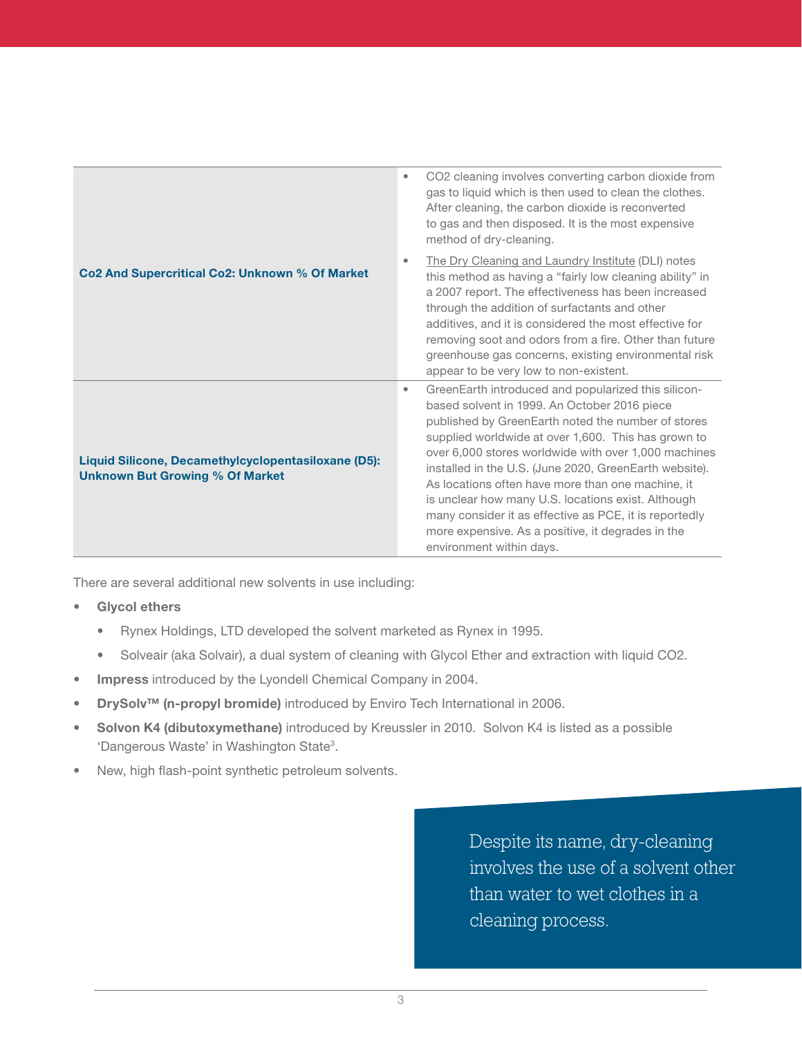| | |
|---|---|
| **Co2 And Supercritical Co2: Unknown % Of Market** | • CO2 cleaning involves converting carbon dioxide from gas to liquid which is then used to clean the clothes. After cleaning, the carbon dioxide is reconverted to gas and then disposed. It is the most expensive method of dry-cleaning.<br>• The Dry Cleaning and Laundry Institute (DLI) notes this method as having a "fairly low cleaning ability" in a 2007 report. The effectiveness has been increased through the addition of surfactants and other additives, and it is considered the most effective for removing soot and odors from a fire. Other than future greenhouse gas concerns, existing environmental risk appear to be very low to non-existent. |
| **Liquid Silicone, Decamethylcyclopentasiloxane (D5): Unknown But Growing % Of Market** | • GreenEarth introduced and popularized this silicon-based solvent in 1999. An October 2016 piece published by GreenEarth noted the number of stores supplied worldwide at over 1,600. This has grown to over 6,000 stores worldwide with over 1,000 machines installed in the U.S. (June 2020, GreenEarth website). As locations often have more than one machine, it is unclear how many U.S. locations exist. Although many consider it as effective as PCE, it is reportedly more expensive. As a positive, it degrades in the environment within days. |

There are several additional new solvents in use including:

- **Glycol ethers**
  - Rynex Holdings, LTD developed the solvent marketed as Rynex in 1995.
  - Solveair (aka Solvair), a dual system of cleaning with Glycol Ether and extraction with liquid CO2.
- **Impress** introduced by the Lyondell Chemical Company in 2004.
- **DrySolv™ (n-propyl bromide)** introduced by Enviro Tech International in 2006.
- **Solvon K4 (dibutoxymethane)** introduced by Kreussler in 2010. Solvon K4 is listed as a possible 'Dangerous Waste' in Washington State[3].
- New, high flash-point synthetic petroleum solvents.

> Despite its name, dry-cleaning involves the use of a solvent other than water to wet clothes in a cleaning process.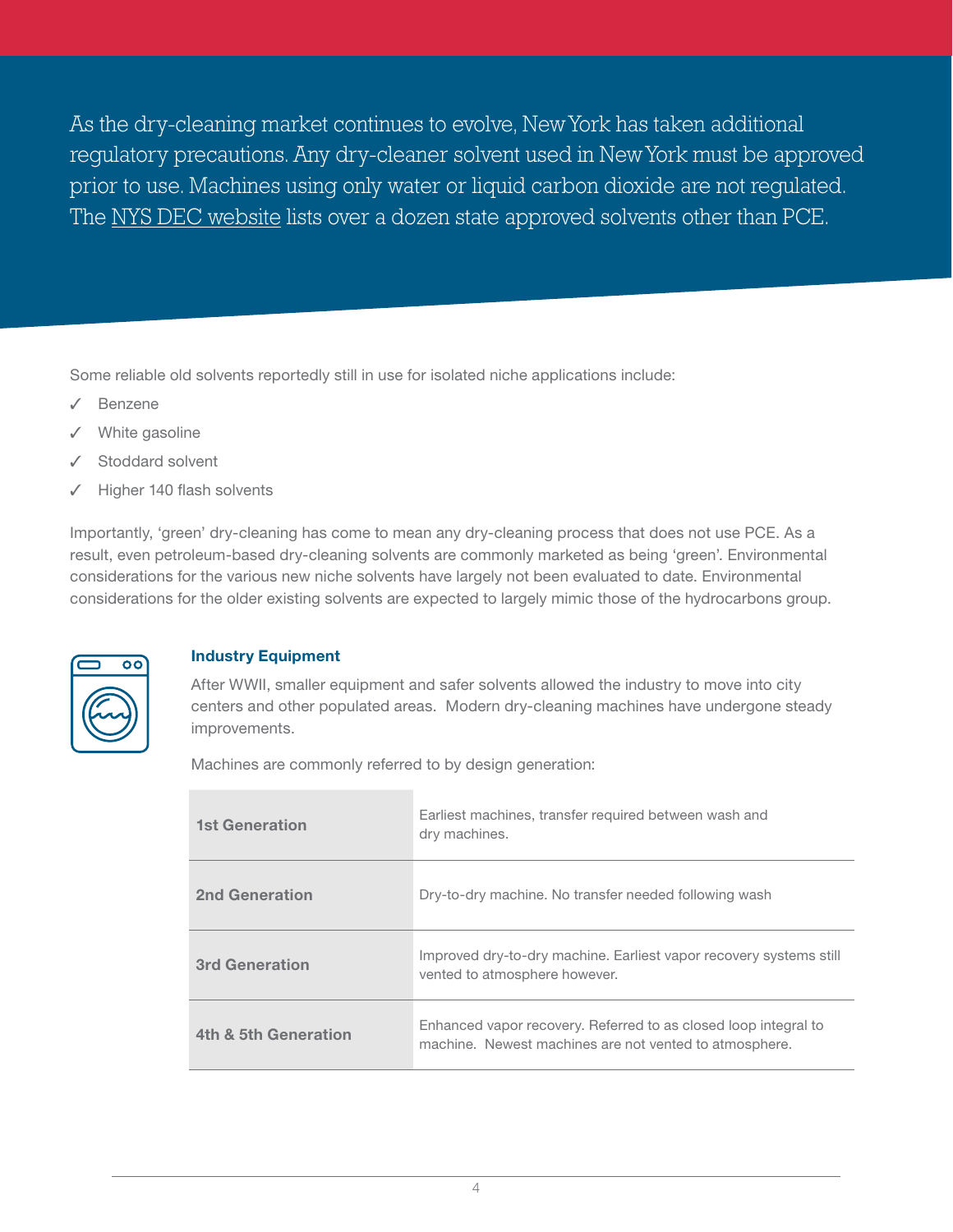As the dry-cleaning market continues to evolve, New York has taken additional regulatory precautions. Any dry-cleaner solvent used in New York must be approved prior to use. Machines using only water or liquid carbon dioxide are not regulated. The NYS DEC website lists over a dozen state approved solvents other than PCE.

Some reliable old solvents reportedly still in use for isolated niche applications include:

- ✓ Benzene
- ✓ White gasoline
- ✓ Stoddard solvent
- ✓ Higher 140 flash solvents

Importantly, 'green' dry-cleaning has come to mean any dry-cleaning process that does not use PCE. As a result, even petroleum-based dry-cleaning solvents are commonly marketed as being 'green'. Environmental considerations for the various new niche solvents have largely not been evaluated to date. Environmental considerations for the older existing solvents are expected to largely mimic those of the hydrocarbons group.

### Industry Equipment

After WWII, smaller equipment and safer solvents allowed the industry to move into city centers and other populated areas. Modern dry-cleaning machines have undergone steady improvements.

Machines are commonly referred to by design generation:

| Generation | Description |
|---|---|
| **1st Generation** | Earliest machines, transfer required between wash and dry machines. |
| **2nd Generation** | Dry-to-dry machine. No transfer needed following wash |
| **3rd Generation** | Improved dry-to-dry machine. Earliest vapor recovery systems still vented to atmosphere however. |
| **4th & 5th Generation** | Enhanced vapor recovery. Referred to as closed loop integral to machine. Newest machines are not vented to atmosphere. |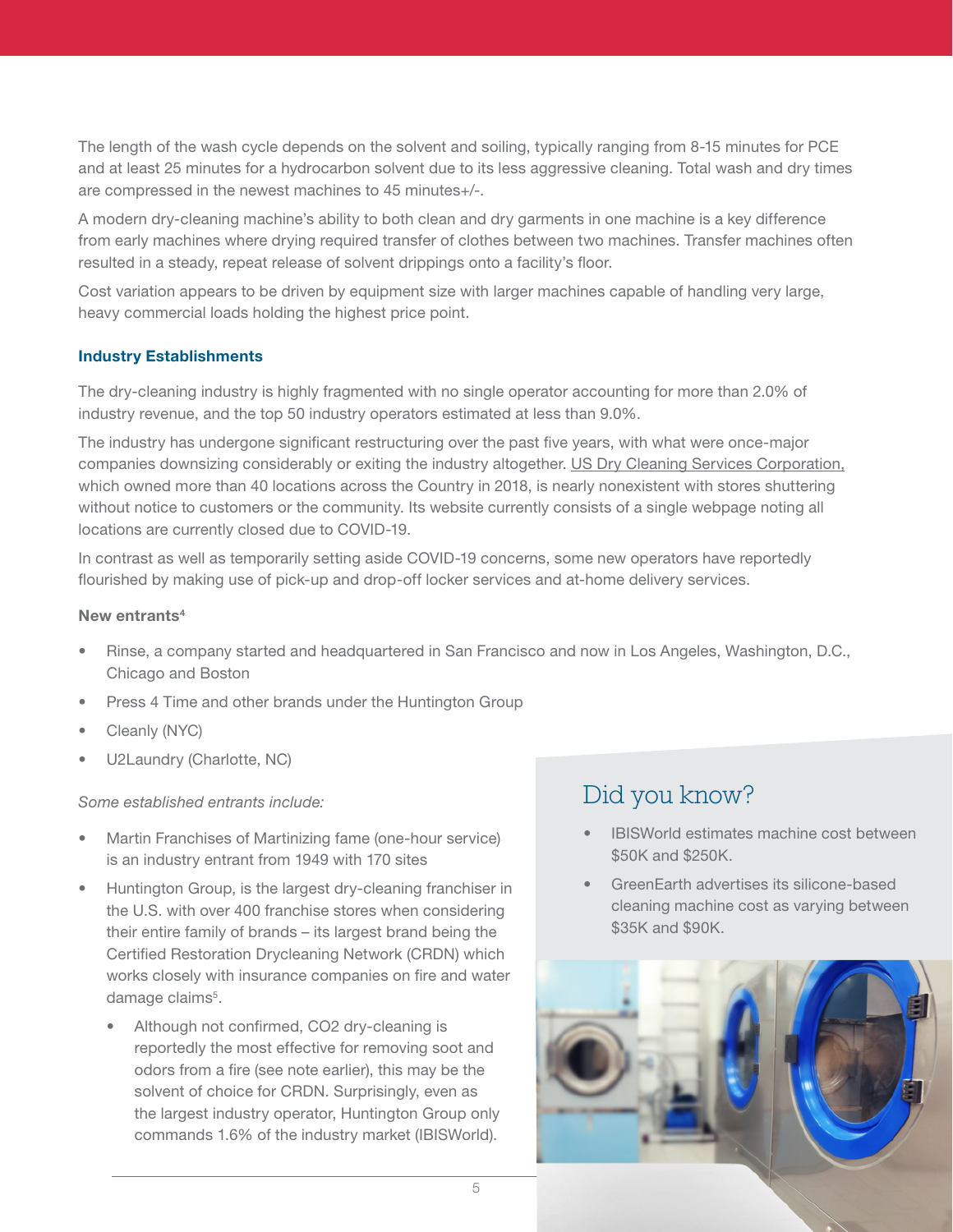The length of the wash cycle depends on the solvent and soiling, typically ranging from 8-15 minutes for PCE and at least 25 minutes for a hydrocarbon solvent due to its less aggressive cleaning. Total wash and dry times are compressed in the newest machines to 45 minutes+/-.

A modern dry-cleaning machine's ability to both clean and dry garments in one machine is a key difference from early machines where drying required transfer of clothes between two machines. Transfer machines often resulted in a steady, repeat release of solvent drippings onto a facility's floor.

Cost variation appears to be driven by equipment size with larger machines capable of handling very large, heavy commercial loads holding the highest price point.

### Industry Establishments

The dry-cleaning industry is highly fragmented with no single operator accounting for more than 2.0% of industry revenue, and the top 50 industry operators estimated at less than 9.0%.

The industry has undergone significant restructuring over the past five years, with what were once-major companies downsizing considerably or exiting the industry altogether. US Dry Cleaning Services Corporation, which owned more than 40 locations across the Country in 2018, is nearly nonexistent with stores shuttering without notice to customers or the community. Its website currently consists of a single webpage noting all locations are currently closed due to COVID-19.

In contrast as well as temporarily setting aside COVID-19 concerns, some new operators have reportedly flourished by making use of pick-up and drop-off locker services and at-home delivery services.

**New entrants**[4]

- Rinse, a company started and headquartered in San Francisco and now in Los Angeles, Washington, D.C., Chicago and Boston
- Press 4 Time and other brands under the Huntington Group
- Cleanly (NYC)
- U2Laundry (Charlotte, NC)

*Some established entrants include:*

- Martin Franchises of Martinizing fame (one-hour service) is an industry entrant from 1949 with 170 sites
- Huntington Group, is the largest dry-cleaning franchiser in the U.S. with over 400 franchise stores when considering their entire family of brands – its largest brand being the Certified Restoration Drycleaning Network (CRDN) which works closely with insurance companies on fire and water damage claims[5].
    - Although not confirmed, $CO_2$ dry-cleaning is reportedly the most effective for removing soot and odors from a fire (see note earlier), this may be the solvent of choice for CRDN. Surprisingly, even as the largest industry operator, Huntington Group only commands 1.6% of the industry market (IBISWorld).

## Did you know?

- IBISWorld estimates machine cost between $50K and $250K.
- GreenEarth advertises its silicone-based cleaning machine cost as varying between $35K and $90K.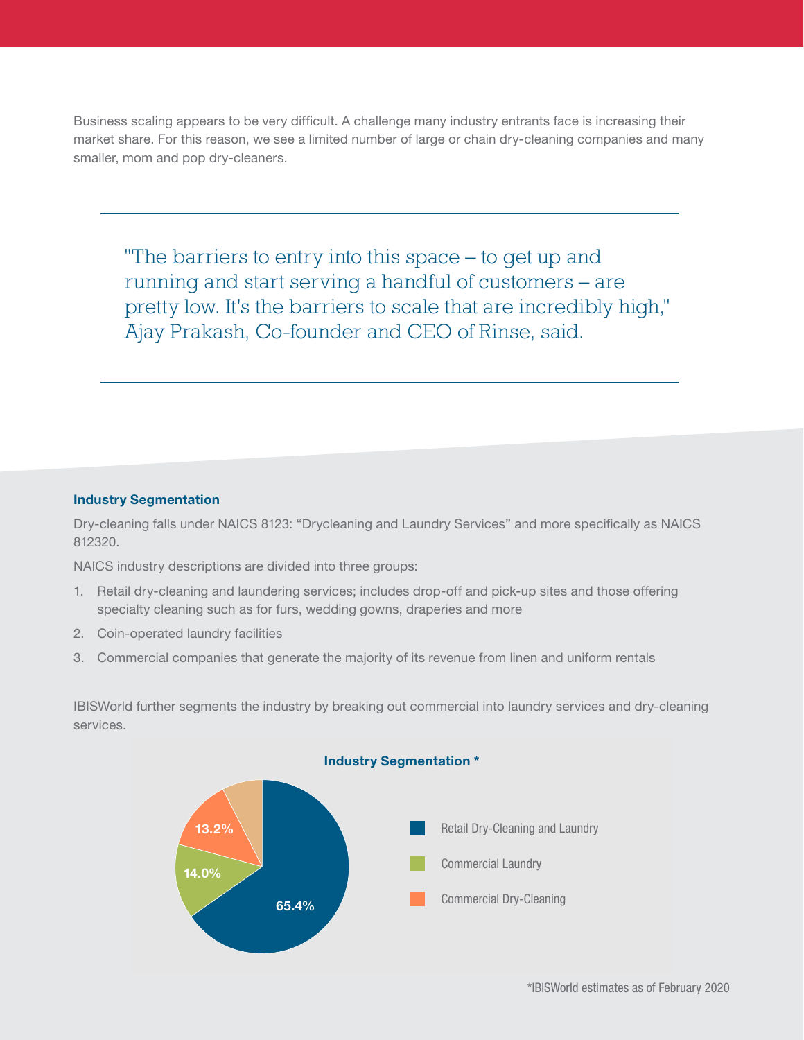Business scaling appears to be very difficult. A challenge many industry entrants face is increasing their market share. For this reason, we see a limited number of large or chain dry-cleaning companies and many smaller, mom and pop dry-cleaners.

> "The barriers to entry into this space – to get up and running and start serving a handful of customers – are pretty low. It's the barriers to scale that are incredibly high," Ajay Prakash, Co-founder and CEO of Rinse, said.

### Industry Segmentation

Dry-cleaning falls under NAICS 8123: "Drycleaning and Laundry Services" and more specifically as NAICS 812320.

NAICS industry descriptions are divided into three groups:

1. Retail dry-cleaning and laundering services; includes drop-off and pick-up sites and those offering specialty cleaning such as for furs, wedding gowns, draperies and more
2. Coin-operated laundry facilities
3. Commercial companies that generate the majority of its revenue from linen and uniform rentals

IBISWorld further segments the industry by breaking out commercial into laundry services and dry-cleaning services.

**Industry Segmentation ***

| Segment | Share |
|---|---|
| Retail Dry-Cleaning and Laundry | 65.4% |
| Commercial Laundry | 14.0% |
| Commercial Dry-Cleaning | 13.2% |

*IBISWorld estimates as of February 2020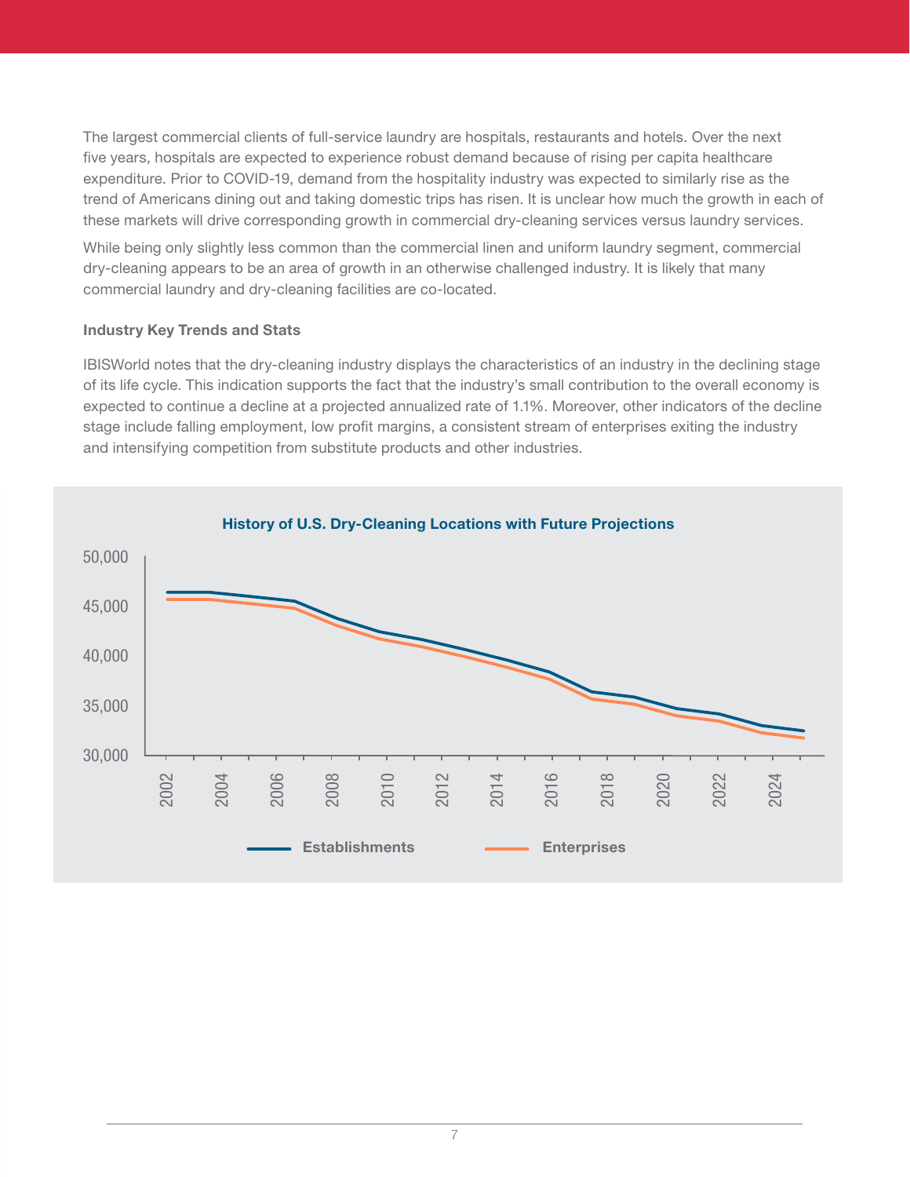The largest commercial clients of full-service laundry are hospitals, restaurants and hotels. Over the next five years, hospitals are expected to experience robust demand because of rising per capita healthcare expenditure. Prior to COVID-19, demand from the hospitality industry was expected to similarly rise as the trend of Americans dining out and taking domestic trips has risen. It is unclear how much the growth in each of these markets will drive corresponding growth in commercial dry-cleaning services versus laundry services.

While being only slightly less common than the commercial linen and uniform laundry segment, commercial dry-cleaning appears to be an area of growth in an otherwise challenged industry. It is likely that many commercial laundry and dry-cleaning facilities are co-located.

### Industry Key Trends and Stats

IBISWorld notes that the dry-cleaning industry displays the characteristics of an industry in the declining stage of its life cycle. This indication supports the fact that the industry's small contribution to the overall economy is expected to continue a decline at a projected annualized rate of 1.1%. Moreover, other indicators of the decline stage include falling employment, low profit margins, a consistent stream of enterprises exiting the industry and intensifying competition from substitute products and other industries.

**History of U.S. Dry-Cleaning Locations with Future Projections**

50,000
45,000
40,000
35,000
30,000

2002 2004 2006 2008 2010 2012 2014 2016 2018 2020 2022 2024

Establishments — Enterprises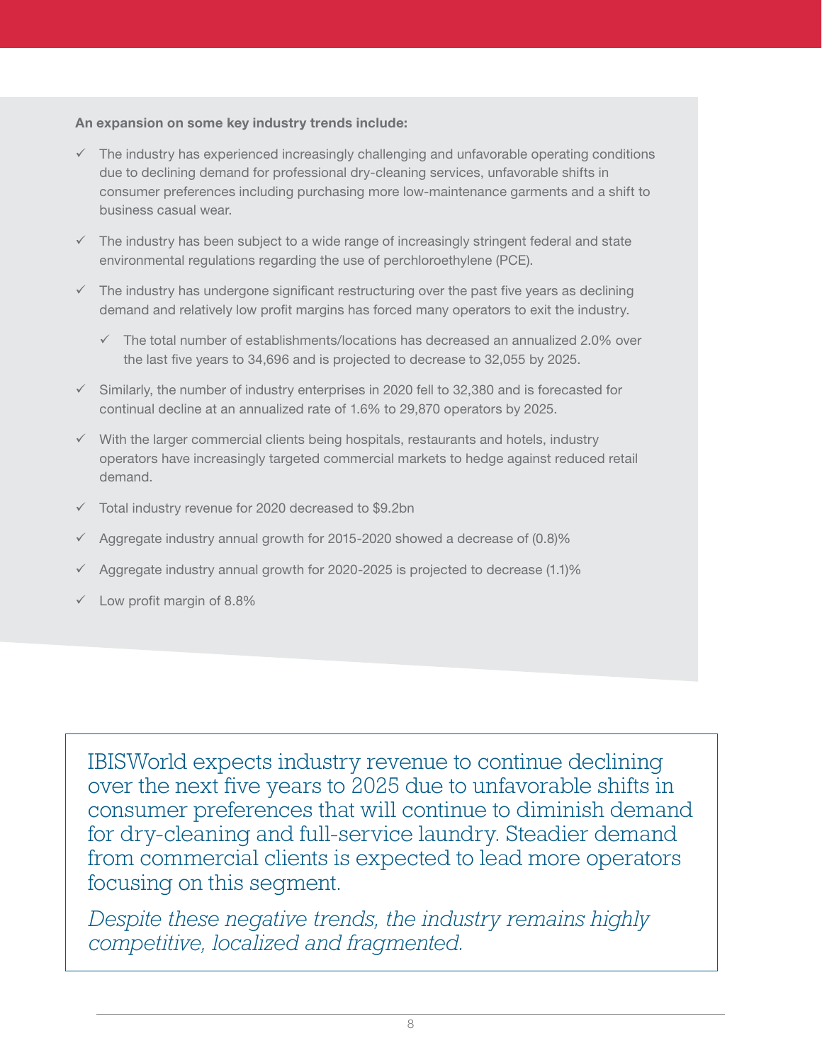**An expansion on some key industry trends include:**

- ✓ The industry has experienced increasingly challenging and unfavorable operating conditions due to declining demand for professional dry-cleaning services, unfavorable shifts in consumer preferences including purchasing more low-maintenance garments and a shift to business casual wear.
- ✓ The industry has been subject to a wide range of increasingly stringent federal and state environmental regulations regarding the use of perchloroethylene (PCE).
- ✓ The industry has undergone significant restructuring over the past five years as declining demand and relatively low profit margins has forced many operators to exit the industry.
  - ✓ The total number of establishments/locations has decreased an annualized 2.0% over the last five years to 34,696 and is projected to decrease to 32,055 by 2025.
- ✓ Similarly, the number of industry enterprises in 2020 fell to 32,380 and is forecasted for continual decline at an annualized rate of 1.6% to 29,870 operators by 2025.
- ✓ With the larger commercial clients being hospitals, restaurants and hotels, industry operators have increasingly targeted commercial markets to hedge against reduced retail demand.
- ✓ Total industry revenue for 2020 decreased to $9.2bn
- ✓ Aggregate industry annual growth for 2015-2020 showed a decrease of (0.8)%
- ✓ Aggregate industry annual growth for 2020-2025 is projected to decrease (1.1)%
- ✓ Low profit margin of 8.8%

IBISWorld expects industry revenue to continue declining over the next five years to 2025 due to unfavorable shifts in consumer preferences that will continue to diminish demand for dry-cleaning and full-service laundry. Steadier demand from commercial clients is expected to lead more operators focusing on this segment.

*Despite these negative trends, the industry remains highly competitive, localized and fragmented.*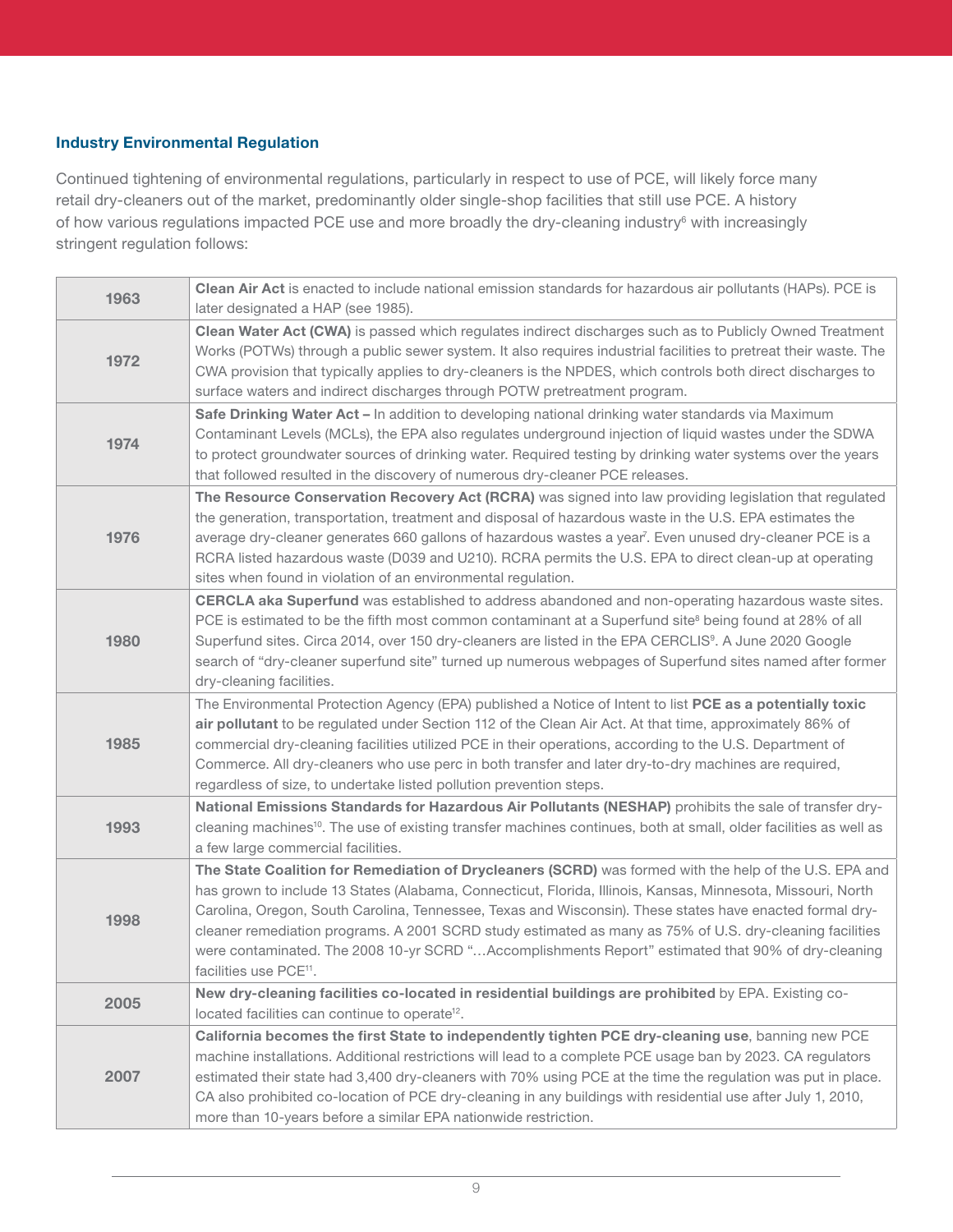### Industry Environmental Regulation

Continued tightening of environmental regulations, particularly in respect to use of PCE, will likely force many retail dry-cleaners out of the market, predominantly older single-shop facilities that still use PCE. A history of how various regulations impacted PCE use and more broadly the dry-cleaning industry[6] with increasingly stringent regulation follows:

| Year | Event |
|---|---|
| 1963 | **Clean Air Act** is enacted to include national emission standards for hazardous air pollutants (HAPs). PCE is later designated a HAP (see 1985). |
| 1972 | **Clean Water Act (CWA)** is passed which regulates indirect discharges such as to Publicly Owned Treatment Works (POTWs) through a public sewer system. It also requires industrial facilities to pretreat their waste. The CWA provision that typically applies to dry-cleaners is the NPDES, which controls both direct discharges to surface waters and indirect discharges through POTW pretreatment program. |
| 1974 | **Safe Drinking Water Act –** In addition to developing national drinking water standards via Maximum Contaminant Levels (MCLs), the EPA also regulates underground injection of liquid wastes under the SDWA to protect groundwater sources of drinking water. Required testing by drinking water systems over the years that followed resulted in the discovery of numerous dry-cleaner PCE releases. |
| 1976 | **The Resource Conservation Recovery Act (RCRA)** was signed into law providing legislation that regulated the generation, transportation, treatment and disposal of hazardous waste in the U.S. EPA estimates the average dry-cleaner generates 660 gallons of hazardous wastes a year[7]. Even unused dry-cleaner PCE is a RCRA listed hazardous waste (D039 and U210). RCRA permits the U.S. EPA to direct clean-up at operating sites when found in violation of an environmental regulation. |
| 1980 | **CERCLA aka Superfund** was established to address abandoned and non-operating hazardous waste sites. PCE is estimated to be the fifth most common contaminant at a Superfund site[8] being found at 28% of all Superfund sites. Circa 2014, over 150 dry-cleaners are listed in the EPA CERCLIS[9]. A June 2020 Google search of "dry-cleaner superfund site" turned up numerous webpages of Superfund sites named after former dry-cleaning facilities. |
| 1985 | The Environmental Protection Agency (EPA) published a Notice of Intent to list **PCE as a potentially toxic air pollutant** to be regulated under Section 112 of the Clean Air Act. At that time, approximately 86% of commercial dry-cleaning facilities utilized PCE in their operations, according to the U.S. Department of Commerce. All dry-cleaners who use perc in both transfer and later dry-to-dry machines are required, regardless of size, to undertake listed pollution prevention steps. |
| 1993 | **National Emissions Standards for Hazardous Air Pollutants (NESHAP)** prohibits the sale of transfer dry-cleaning machines[10]. The use of existing transfer machines continues, both at small, older facilities as well as a few large commercial facilities. |
| 1998 | **The State Coalition for Remediation of Drycleaners (SCRD)** was formed with the help of the U.S. EPA and has grown to include 13 States (Alabama, Connecticut, Florida, Illinois, Kansas, Minnesota, Missouri, North Carolina, Oregon, South Carolina, Tennessee, Texas and Wisconsin). These states have enacted formal dry-cleaner remediation programs. A 2001 SCRD study estimated as many as 75% of U.S. dry-cleaning facilities were contaminated. The 2008 10-yr SCRD "…Accomplishments Report" estimated that 90% of dry-cleaning facilities use PCE[11]. |
| 2005 | **New dry-cleaning facilities co-located in residential buildings are prohibited** by EPA. Existing co-located facilities can continue to operate[12]. |
| 2007 | **California becomes the first State to independently tighten PCE dry-cleaning use**, banning new PCE machine installations. Additional restrictions will lead to a complete PCE usage ban by 2023. CA regulators estimated their state had 3,400 dry-cleaners with 70% using PCE at the time the regulation was put in place. CA also prohibited co-location of PCE dry-cleaning in any buildings with residential use after July 1, 2010, more than 10-years before a similar EPA nationwide restriction. |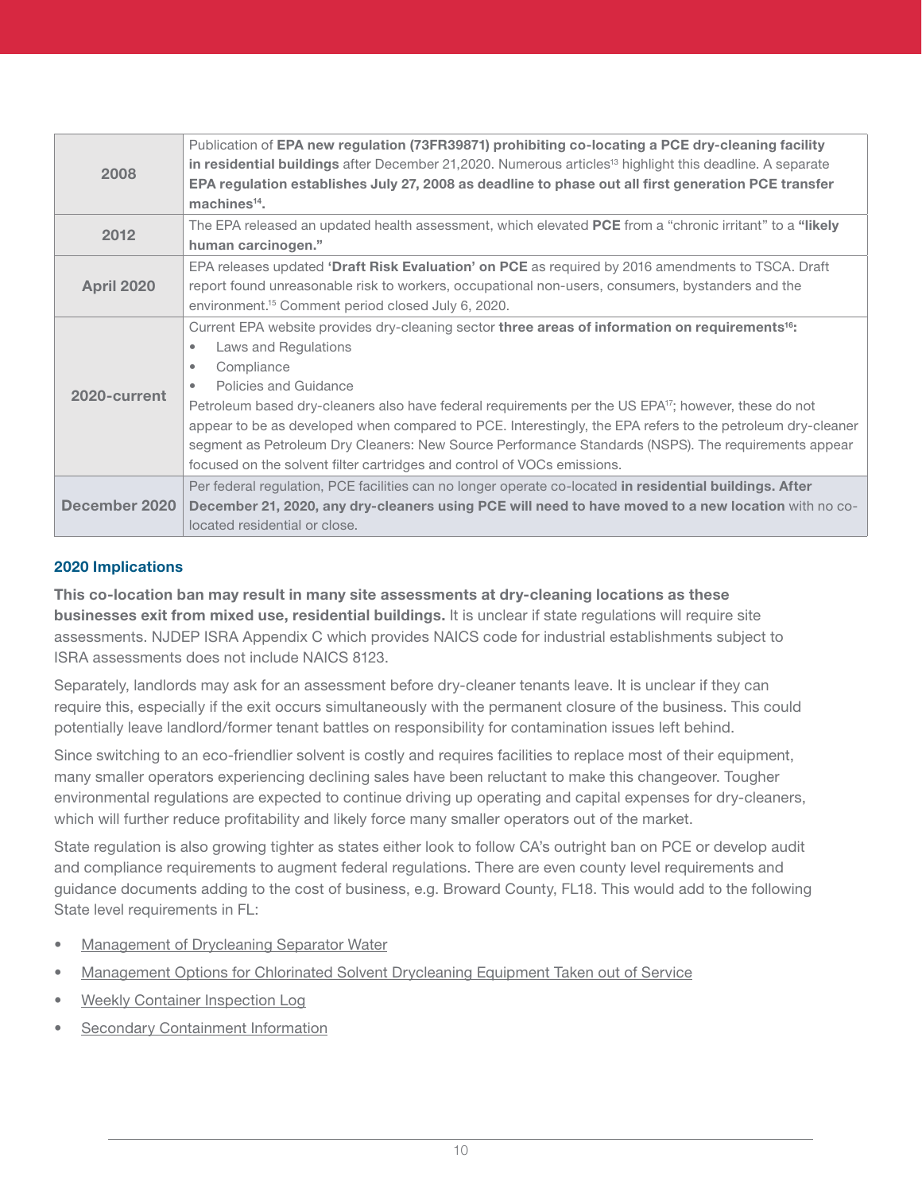| | |
|---|---|
| **2008** | Publication of **EPA new regulation (73FR39871) prohibiting co-locating a PCE dry-cleaning facility in residential buildings** after December 21,2020. Numerous articles[13] highlight this deadline. A separate **EPA regulation establishes July 27, 2008 as deadline to phase out all first generation PCE transfer machines[14].** |
| **2012** | The EPA released an updated health assessment, which elevated **PCE** from a "chronic irritant" to a **"likely human carcinogen."** |
| **April 2020** | EPA releases updated **'Draft Risk Evaluation' on PCE** as required by 2016 amendments to TSCA. Draft report found unreasonable risk to workers, occupational non-users, consumers, bystanders and the environment.[15] Comment period closed July 6, 2020. |
| **2020-current** | Current EPA website provides dry-cleaning sector **three areas of information on requirements[16]:** <br>• Laws and Regulations <br>• Compliance <br>• Policies and Guidance <br>Petroleum based dry-cleaners also have federal requirements per the US EPA[17]; however, these do not appear to be as developed when compared to PCE. Interestingly, the EPA refers to the petroleum dry-cleaner segment as Petroleum Dry Cleaners: New Source Performance Standards (NSPS). The requirements appear focused on the solvent filter cartridges and control of VOCs emissions. |
| **December 2020** | Per federal regulation, PCE facilities can no longer operate co-located **in residential buildings. After December 21, 2020, any dry-cleaners using PCE will need to have moved to a new location** with no co-located residential or close. |

### 2020 Implications

**This co-location ban may result in many site assessments at dry-cleaning locations as these businesses exit from mixed use, residential buildings.** It is unclear if state regulations will require site assessments. NJDEP ISRA Appendix C which provides NAICS code for industrial establishments subject to ISRA assessments does not include NAICS 8123.

Separately, landlords may ask for an assessment before dry-cleaner tenants leave. It is unclear if they can require this, especially if the exit occurs simultaneously with the permanent closure of the business. This could potentially leave landlord/former tenant battles on responsibility for contamination issues left behind.

Since switching to an eco-friendlier solvent is costly and requires facilities to replace most of their equipment, many smaller operators experiencing declining sales have been reluctant to make this changeover. Tougher environmental regulations are expected to continue driving up operating and capital expenses for dry-cleaners, which will further reduce profitability and likely force many smaller operators out of the market.

State regulation is also growing tighter as states either look to follow CA's outright ban on PCE or develop audit and compliance requirements to augment federal regulations. There are even county level requirements and guidance documents adding to the cost of business, e.g. Broward County, FL18. This would add to the following State level requirements in FL:

- Management of Drycleaning Separator Water
- Management Options for Chlorinated Solvent Drycleaning Equipment Taken out of Service
- Weekly Container Inspection Log
- Secondary Containment Information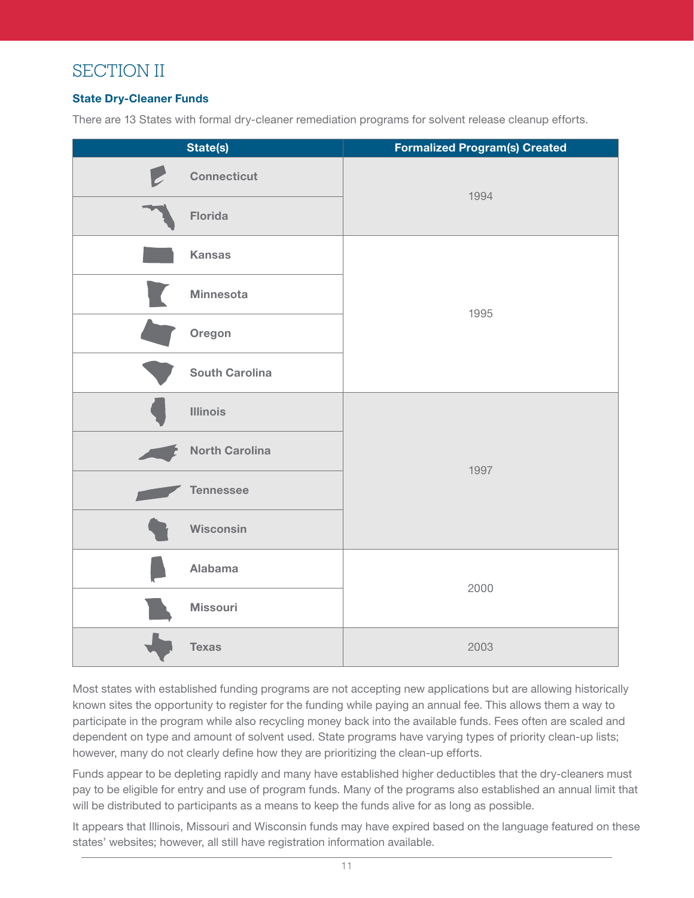# SECTION II

### State Dry-Cleaner Funds

There are 13 States with formal dry-cleaner remediation programs for solvent release cleanup efforts.

| State(s) | Formalized Program(s) Created |
| --- | --- |
| Connecticut | 1994 |
| Florida | |
| Kansas | 1995 |
| Minnesota | |
| Oregon | |
| South Carolina | |
| Illinois | 1997 |
| North Carolina | |
| Tennessee | |
| Wisconsin | |
| Alabama | 2000 |
| Missouri | |
| Texas | 2003 |

Most states with established funding programs are not accepting new applications but are allowing historically known sites the opportunity to register for the funding while paying an annual fee. This allows them a way to participate in the program while also recycling money back into the available funds. Fees often are scaled and dependent on type and amount of solvent used. State programs have varying types of priority clean-up lists; however, many do not clearly define how they are prioritizing the clean-up efforts.

Funds appear to be depleting rapidly and many have established higher deductibles that the dry-cleaners must pay to be eligible for entry and use of program funds. Many of the programs also established an annual limit that will be distributed to participants as a means to keep the funds alive for as long as possible.

It appears that Illinois, Missouri and Wisconsin funds may have expired based on the language featured on these states' websites; however, all still have registration information available.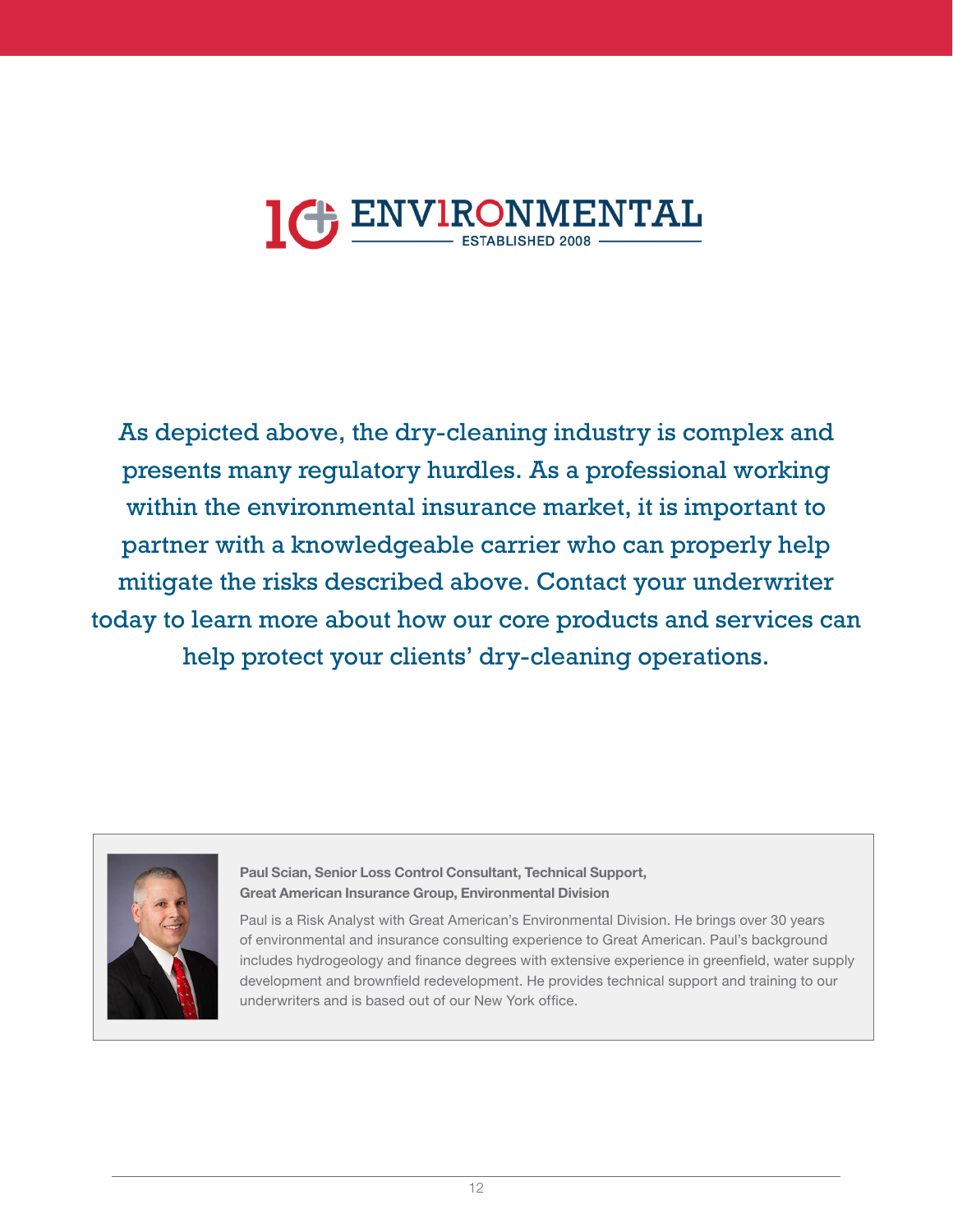10 ENVIRONMENTAL

ESTABLISHED 2008

As depicted above, the dry-cleaning industry is complex and presents many regulatory hurdles. As a professional working within the environmental insurance market, it is important to partner with a knowledgeable carrier who can properly help mitigate the risks described above. Contact your underwriter today to learn more about how our core products and services can help protect your clients' dry-cleaning operations.

**Paul Scian, Senior Loss Control Consultant, Technical Support, Great American Insurance Group, Environmental Division**

Paul is a Risk Analyst with Great American's Environmental Division. He brings over 30 years of environmental and insurance consulting experience to Great American. Paul's background includes hydrogeology and finance degrees with extensive experience in greenfield, water supply development and brownfield redevelopment. He provides technical support and training to our underwriters and is based out of our New York office.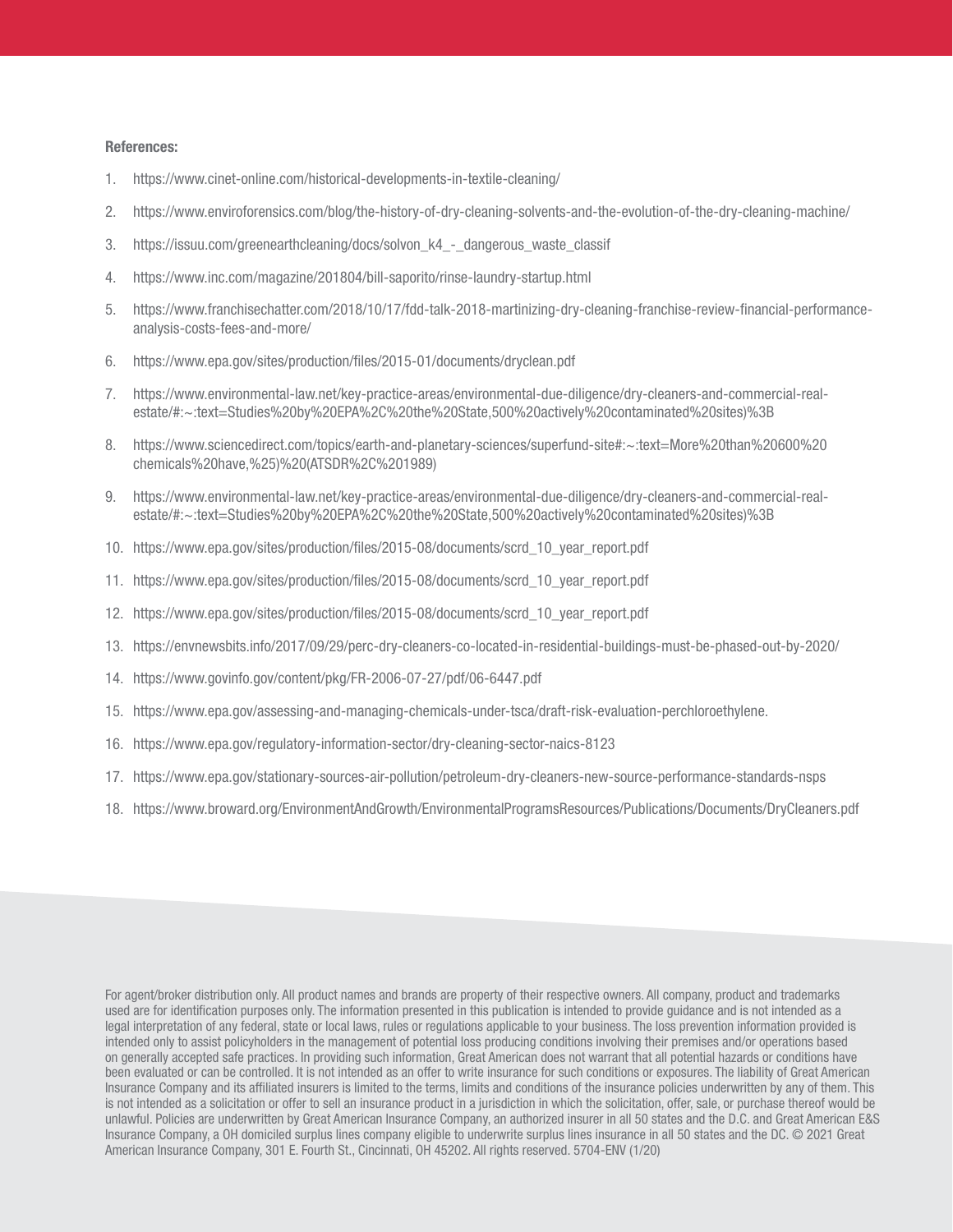**References:**

1. https://www.cinet-online.com/historical-developments-in-textile-cleaning/
2. https://www.enviroforensics.com/blog/the-history-of-dry-cleaning-solvents-and-the-evolution-of-the-dry-cleaning-machine/
3. https://issuu.com/greenearthcleaning/docs/solvon_k4_-_dangerous_waste_classif
4. https://www.inc.com/magazine/201804/bill-saporito/rinse-laundry-startup.html
5. https://www.franchisechatter.com/2018/10/17/fdd-talk-2018-martinizing-dry-cleaning-franchise-review-financial-performance-analysis-costs-fees-and-more/
6. https://www.epa.gov/sites/production/files/2015-01/documents/dryclean.pdf
7. https://www.environmental-law.net/key-practice-areas/environmental-due-diligence/dry-cleaners-and-commercial-real-estate/#:~:text=Studies%20by%20EPA%2C%20the%20State,500%20actively%20contaminated%20sites)%3B
8. https://www.sciencedirect.com/topics/earth-and-planetary-sciences/superfund-site#:~:text=More%20than%20600%20chemicals%20have,%25)%20(ATSDR%2C%201989)
9. https://www.environmental-law.net/key-practice-areas/environmental-due-diligence/dry-cleaners-and-commercial-real-estate/#:~:text=Studies%20by%20EPA%2C%20the%20State,500%20actively%20contaminated%20sites)%3B
10. https://www.epa.gov/sites/production/files/2015-08/documents/scrd_10_year_report.pdf
11. https://www.epa.gov/sites/production/files/2015-08/documents/scrd_10_year_report.pdf
12. https://www.epa.gov/sites/production/files/2015-08/documents/scrd_10_year_report.pdf
13. https://envnewsbits.info/2017/09/29/perc-dry-cleaners-co-located-in-residential-buildings-must-be-phased-out-by-2020/
14. https://www.govinfo.gov/content/pkg/FR-2006-07-27/pdf/06-6447.pdf
15. https://www.epa.gov/assessing-and-managing-chemicals-under-tsca/draft-risk-evaluation-perchloroethylene.
16. https://www.epa.gov/regulatory-information-sector/dry-cleaning-sector-naics-8123
17. https://www.epa.gov/stationary-sources-air-pollution/petroleum-dry-cleaners-new-source-performance-standards-nsps
18. https://www.broward.org/EnvironmentAndGrowth/EnvironmentalProgramsResources/Publications/Documents/DryCleaners.pdf

For agent/broker distribution only. All product names and brands are property of their respective owners. All company, product and trademarks used are for identification purposes only. The information presented in this publication is intended to provide guidance and is not intended as a legal interpretation of any federal, state or local laws, rules or regulations applicable to your business. The loss prevention information provided is intended only to assist policyholders in the management of potential loss producing conditions involving their premises and/or operations based on generally accepted safe practices. In providing such information, Great American does not warrant that all potential hazards or conditions have been evaluated or can be controlled. It is not intended as an offer to write insurance for such conditions or exposures. The liability of Great American Insurance Company and its affiliated insurers is limited to the terms, limits and conditions of the insurance policies underwritten by any of them. This is not intended as a solicitation or offer to sell an insurance product in a jurisdiction in which the solicitation, offer, sale, or purchase thereof would be unlawful. Policies are underwritten by Great American Insurance Company, an authorized insurer in all 50 states and the D.C. and Great American E&S Insurance Company, a OH domiciled surplus lines company eligible to underwrite surplus lines insurance in all 50 states and the DC. © 2021 Great American Insurance Company, 301 E. Fourth St., Cincinnati, OH 45202. All rights reserved. 5704-ENV (1/20)